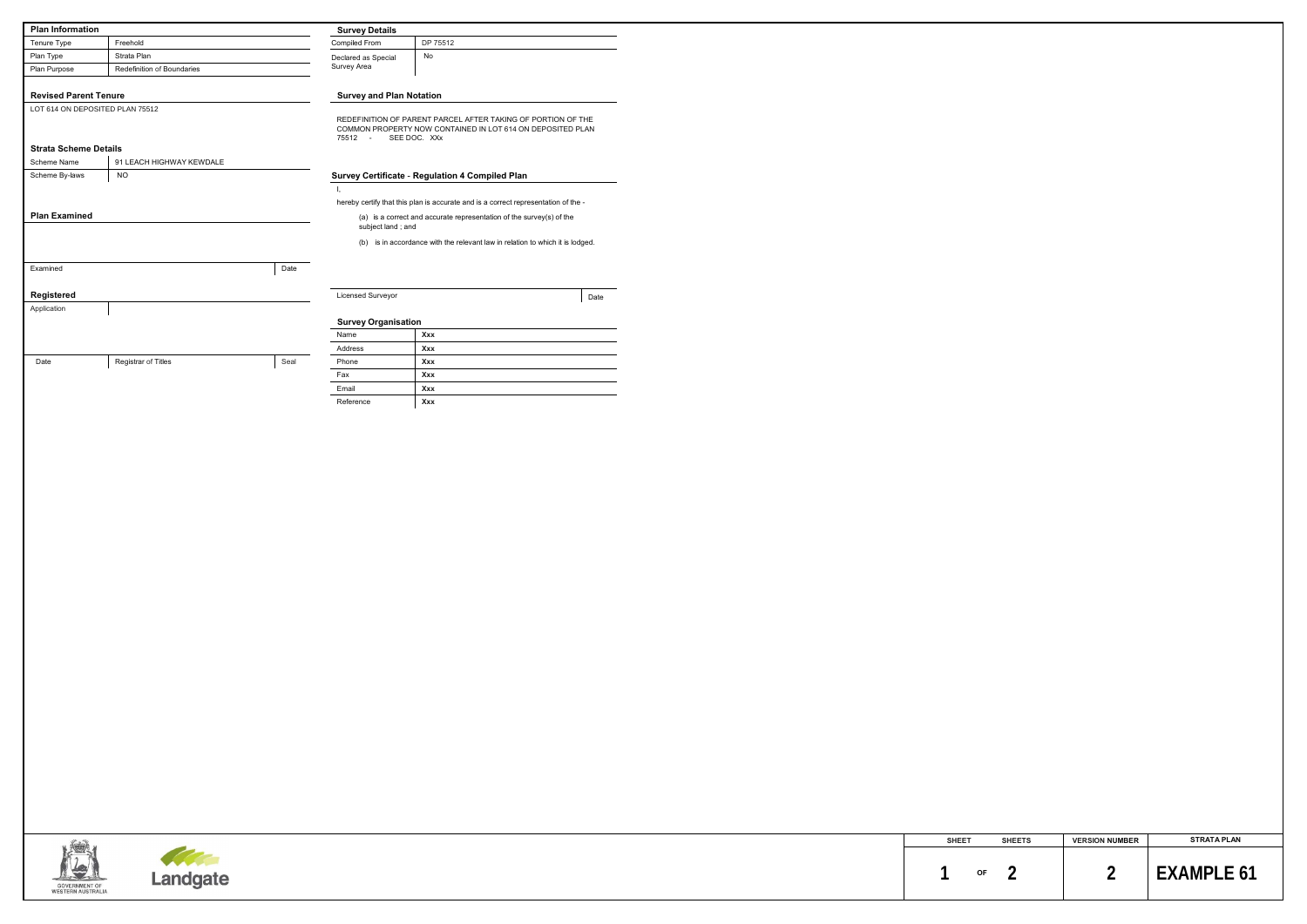## Plan Information

| | |
|---|---|
| Tenure Type | Freehold |
| Plan Type | Strata Plan |
| Plan Purpose | Redefinition of Boundaries |

## Revised Parent Tenure

LOT 614 ON DEPOSITED PLAN 75512

## Strata Scheme Details

| | |
|---|---|
| Scheme Name | 91 LEACH HIGHWAY KEWDALE |
| Scheme By-laws | NO |

## Plan Examined

| | |
|---|---|
| Examined | Date |

## Registered

| | | |
|---|---|---|
| Application | | |
| Date | Registrar of Titles | Seal |

## Survey Details

| | |
|---|---|
| Compiled From | DP 75512 |
| Declared as Special Survey Area | No |

## Survey and Plan Notation

REDEFINITION OF PARENT PARCEL AFTER TAKING OF PORTION OF THE COMMON PROPERTY NOW CONTAINED IN LOT 614 ON DEPOSITED PLAN 75512 - SEE DOC. XXx

## Survey Certificate - Regulation 4 Compiled Plan

I,

hereby certify that this plan is accurate and is a correct representation of the -

(a) is a correct and accurate representation of the survey(s) of the subject land ; and

(b) is in accordance with the relevant law in relation to which it is lodged.

| | |
|---|---|
| Licensed Surveyor | Date |

## Survey Organisation

| | |
|---|---|
| Name | **Xxx** |
| Address | **Xxx** |
| Phone | **Xxx** |
| Fax | **Xxx** |
| Email | **Xxx** |
| Reference | **Xxx** |

GOVERNMENT OF WESTERN AUSTRALIA

Landgate

| SHEET | SHEETS | VERSION NUMBER | STRATA PLAN |
|---|---|---|---|
| 1 OF | 2 | 2 | **EXAMPLE 61** |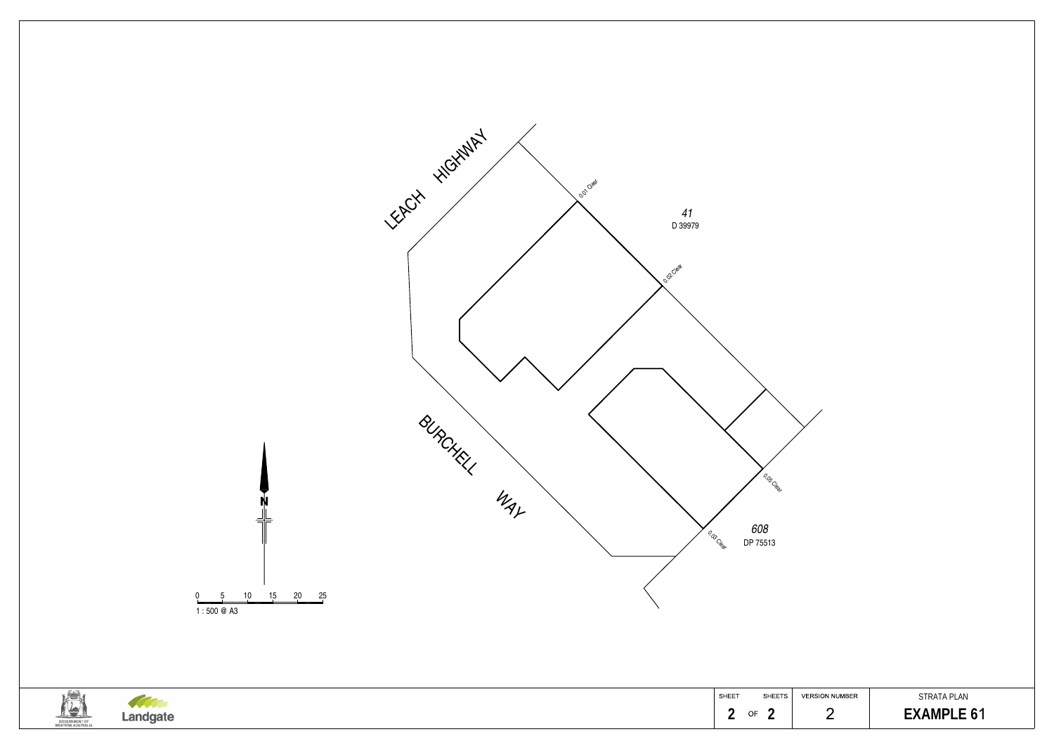LEACH HIGHWAY

41
D 39979

0.01 Clear

0.02 Clear

BURCHELL WAY

0.05 Clear

0.03 Clear

608
DP 75513

N

0 5 10 15 20 25
1 : 500 @ A3

| SHEET | SHEETS | VERSION NUMBER | STRATA PLAN |
|---|---|---|---|
| 2 | OF 2 | 2 | **EXAMPLE 61** |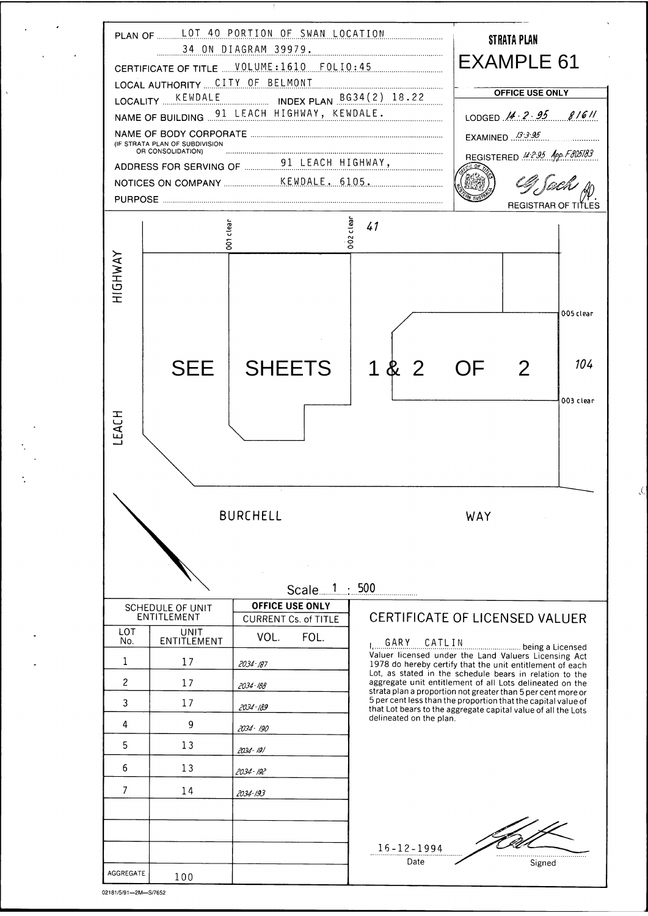# STRATA PLAN

# EXAMPLE 61

PLAN OF LOT 40 PORTION OF SWAN LOCATION 34 ON DIAGRAM 39979.

CERTIFICATE OF TITLE VOLUME:1610 FOLIO:45

LOCAL AUTHORITY CITY OF BELMONT

LOCALITY KEWDALE INDEX PLAN BG34(2) 18.22

NAME OF BUILDING 91 LEACH HIGHWAY, KEWDALE.

NAME OF BODY CORPORATE
(IF STRATA PLAN OF SUBDIVISION OR CONSOLIDATION)

ADDRESS FOR SERVING OF NOTICES ON COMPANY 91 LEACH HIGHWAY, KEWDALE. 6105.

PURPOSE

**OFFICE USE ONLY**

LODGED 14·2·95 8/611

EXAMINED 13·3·95

REGISTERED 14·2·95 App. F805183

REGISTRAR OF TITLES

0·01 clear

0·02 clear

41

HIGHWAY

LEACH

0·05 clear

SEE SHEETS 1 & 2 OF 2

104

0·03 clear

BURCHELL WAY

Scale 1 : 500

| SCHEDULE OF UNIT ENTITLEMENT | | OFFICE USE ONLY |
|---|---|---|
| | | CURRENT Cs. of TITLE |
| LOT No. | UNIT ENTITLEMENT | VOL. FOL. |
| 1 | 17 | 2034-187 |
| 2 | 17 | 2034-188 |
| 3 | 17 | 2034-189 |
| 4 | 9 | 2034-190 |
| 5 | 13 | 2034-191 |
| 6 | 13 | 2034-192 |
| 7 | 14 | 2034-193 |
| | | |
| | | |
| | | |
| AGGREGATE | 100 | |

## CERTIFICATE OF LICENSED VALUER

I, GARY CATLIN being a Licensed Valuer licensed under the Land Valuers Licensing Act 1978 do hereby certify that the unit entitlement of each Lot, as stated in the schedule bears in relation to the aggregate unit entitlement of all Lots delineated on the strata plan a proportion not greater than 5 per cent more or 5 per cent less than the proportion that the capital value of that Lot bears to the aggregate capital value of all the Lots delineated on the plan.

16-12-1994
Date

Signed

02181/5/91—2M—S/7652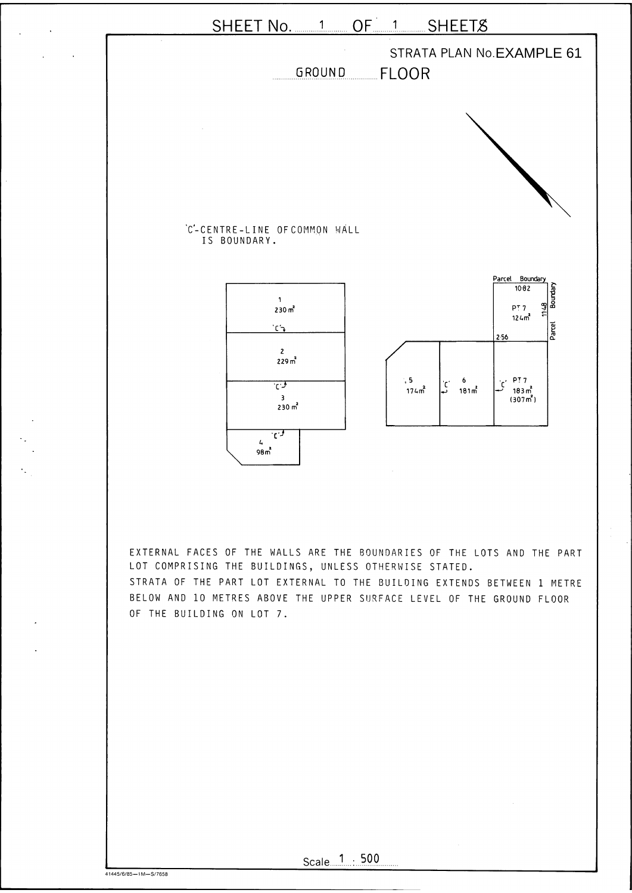SHEET No. 1 OF 1 SHEETS

STRATA PLAN No. EXAMPLE 61

GROUND FLOOR

'C'-CENTRE-LINE OF COMMON WALL IS BOUNDARY.

1
230 m²

'C'

2
229 m²

'C'

3
230 m²

'C'

4
98 m²

Parcel Boundary

10·82

11·48

Parcel Boundary

PT 7
124 m²

2·56

5
174 m²

'C'

6
181 m²

'C'

PT 7
183 m²
(307 m²)

EXTERNAL FACES OF THE WALLS ARE THE BOUNDARIES OF THE LOTS AND THE PART LOT COMPRISING THE BUILDINGS, UNLESS OTHERWISE STATED.
STRATA OF THE PART LOT EXTERNAL TO THE BUILDING EXTENDS BETWEEN 1 METRE BELOW AND 10 METRES ABOVE THE UPPER SURFACE LEVEL OF THE GROUND FLOOR OF THE BUILDING ON LOT 7.

Scale 1 : 500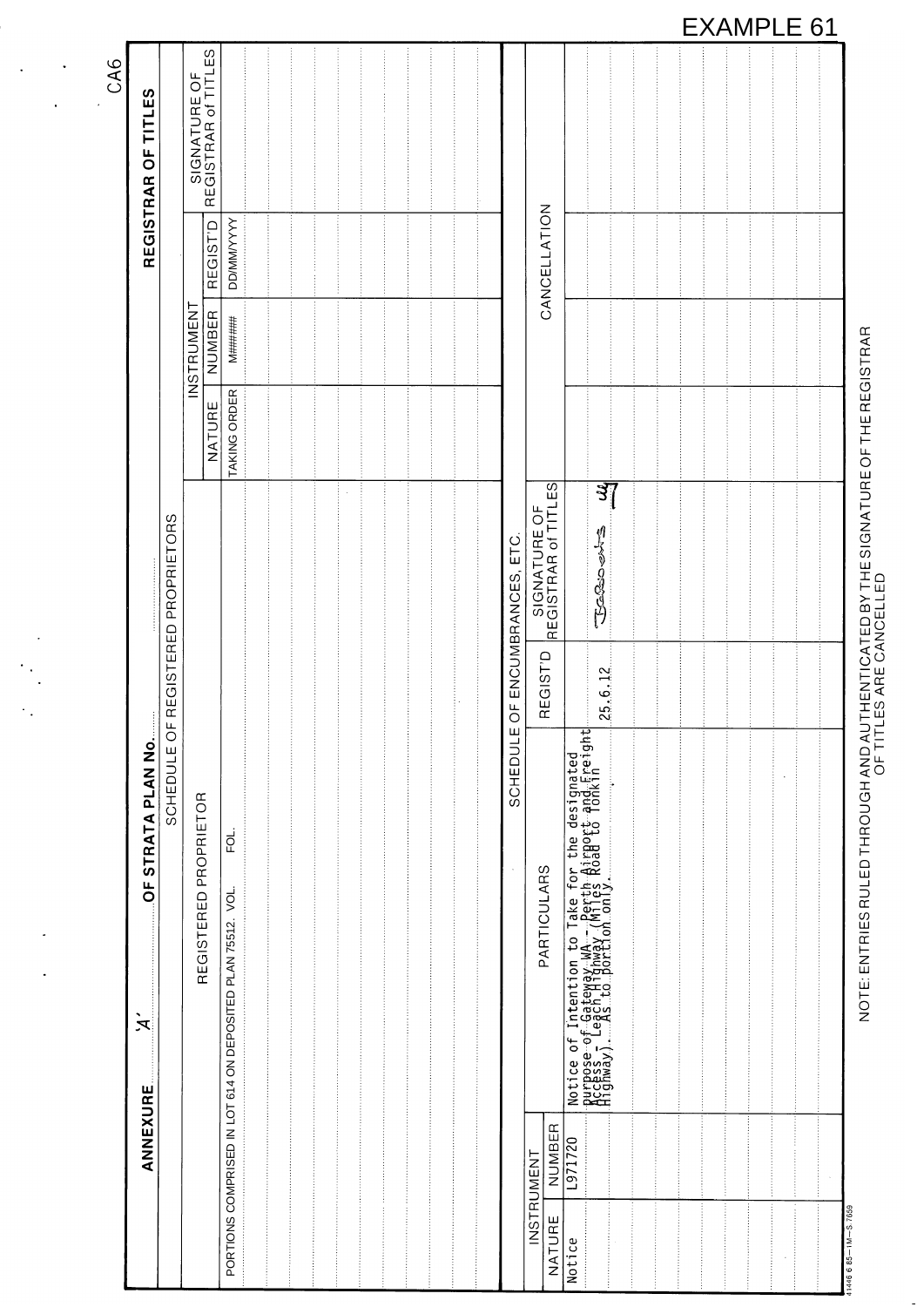EXAMPLE 61

CA6

**ANNEXURE** 'A' **OF STRATA PLAN No.** ......... **REGISTRAR OF TITLES**

SCHEDULE OF REGISTERED PROPRIETORS

| REGISTERED PROPRIETOR | INSTRUMENT | | | SIGNATURE OF REGISTRAR of TITLES |
|---|---|---|---|---|
| | NATURE | NUMBER | REGIST'D | |
| PORTIONS COMPRISED IN LOT 614 ON DEPOSITED PLAN 75512. VOL. FOL. | TAKING ORDER | M###### | DD/MM/YYYY | |

SCHEDULE OF ENCUMBRANCES, ETC.

| INSTRUMENT | | PARTICULARS | REGIST'D | SIGNATURE OF REGISTRAR of TITLES | CANCELLATION |
|---|---|---|---|---|---|
| NATURE | NUMBER | | | | |
| Notice | L971720 | Notice of Intention to Take for the designated Purpose of Gateway WA - Perth Airport and Freight Access - Leach Highway (Miles Road to Tonkin Highway). As to portion only. | 25.6.12 | [signature] | |

NOTE: ENTRIES RULED THROUGH AND AUTHENTICATED BY THE SIGNATURE OF THE REGISTRAR OF TITLES ARE CANCELLED

41446 6 85—1M—S.7659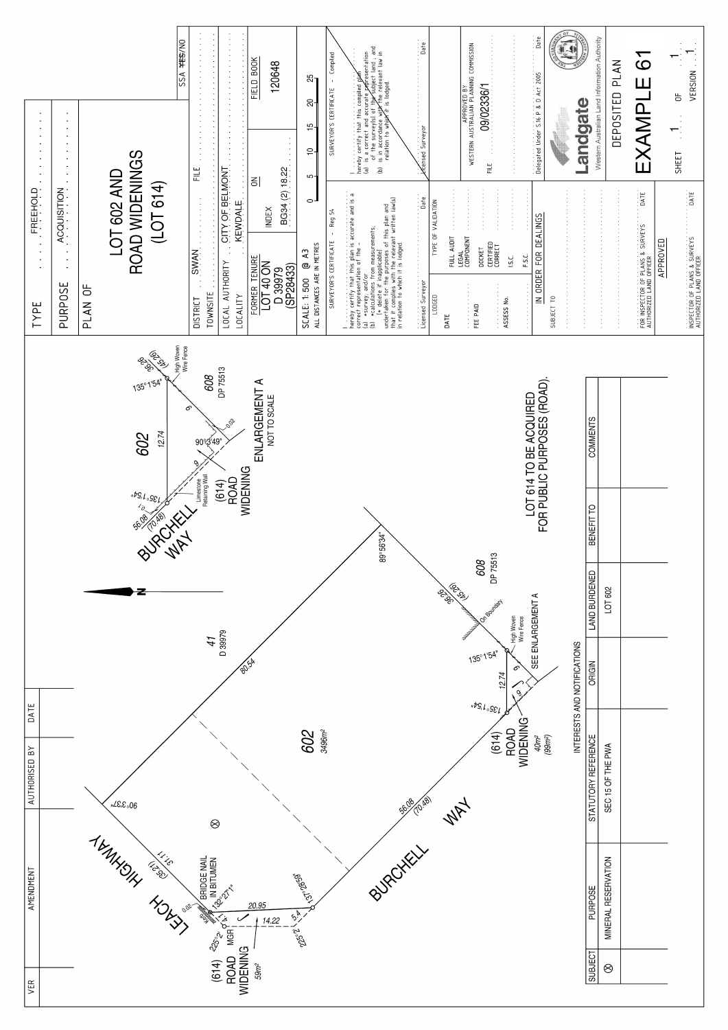TYPE . . . . . . . . FREEHOLD

PURPOSE . . . . . . ACQUISITION

PLAN OF

# LOT 602 AND ROAD WIDENINGS (LOT 614)

DISTRICT . . SWAN

TOWNSITE

FILE

LOCAL AUTHORITY . . CITY OF BELMONT

LOCALITY . . . . . KEWDALE

FORMER TENURE: LOT 40 ON D 39979 (SP28433)

INDEX: BG34 (2) 18.22

ZN

FIELD BOOK: 120648

SCALE: 1:500 @ A3

ALL DISTANCES ARE IN METRES

0 5 10 15 20 25

SSA YES/NO

SURVEYOR'S CERTIFICATE - Reg 54

I . . . . . . . . . . . . hereby certify that this plan is accurate and is a correct representation of the -
(a) *survey; and/or
(b) *calculations from measurements;
(* delete if inapplicable)
undertaken for the purposes of this plan and that it complies with the relevant written law(s) in relation to which it is lodged.

Licensed Surveyor . . . . . . . . Date

SURVEYOR'S CERTIFICATE - Compiled

I . . . . . . . . . . . . hereby certify that this compiled plan
(a) is a correct and accurate representation of the survey(s) of the subject land; and
(b) is in accordance with the relevant law in relation to which it is lodged.

Licensed Surveyor . . . . . . . . Date

LODGED

DATE

FEE PAID

ASSESS No.

TYPE OF VALIDATION

FULL AUDIT

LEGAL COMPONENT

DOCKET

CERTIFIED CORRECT

I.S.C.

F.S.C.

APPROVED BY WESTERN AUSTRALIAN PLANNING COMMISSION

FILE 09/02336/1

Delegated Under S.16 P & D Act 2005 . . . . . Date

IN ORDER FOR DEALINGS

SUBJECT TO

FOR INSPECTOR OF PLANS & SURVEYS AUTHORIZED LAND OFFICER . . . . DATE

APPROVED

INSPECTOR OF PLANS & SURVEYS AUTHORIZED LAND OFFICER . . . . DATE

Landgate
Western Australian Land Information Authority

DEPOSITED PLAN

# EXAMPLE 61

SHEET 1 OF 1

VERSION 1

| VER | AMENDMENT | AUTHORISED BY | DATE |
|---|---|---|---|
| | | | |

LEACH HIGHWAY

BURCHELL WAY

N

41 D 39979

602 3496m²

608 DP 75513

(614) ROAD WIDENING 59m²

(614) ROAD WIDENING 40m² (99m²)

BRIDGE NAIL IN BITUMEN

MGR

On Boundary

High Woven Wire Fence

SEE ENLARGEMENT A

80.54

36.26 (45.26)

31.11 (35.21)

56.08 (70.48)

20.95

14.22

12.74

5.4

9

6

0.02

90°33'

89°56'34"

135°1'54"

132°27'1"

225°2'

137°28'59"

ENLARGEMENT A
NOT TO SCALE

Limestone Retaining Wall

90°3'49"

0.1

LOT 614 TO BE ACQUIRED FOR PUBLIC PURPOSES (ROAD).

INTERESTS AND NOTIFICATIONS

| SUBJECT | PURPOSE | STATUTORY REFERENCE | ORIGIN | LAND BURDENED | BENEFIT TO | COMMENTS |
|---|---|---|---|---|---|---|
| ⊗ | MINERAL RESERVATION | SEC 15 OF THE PWA | | LOT 602 | | |